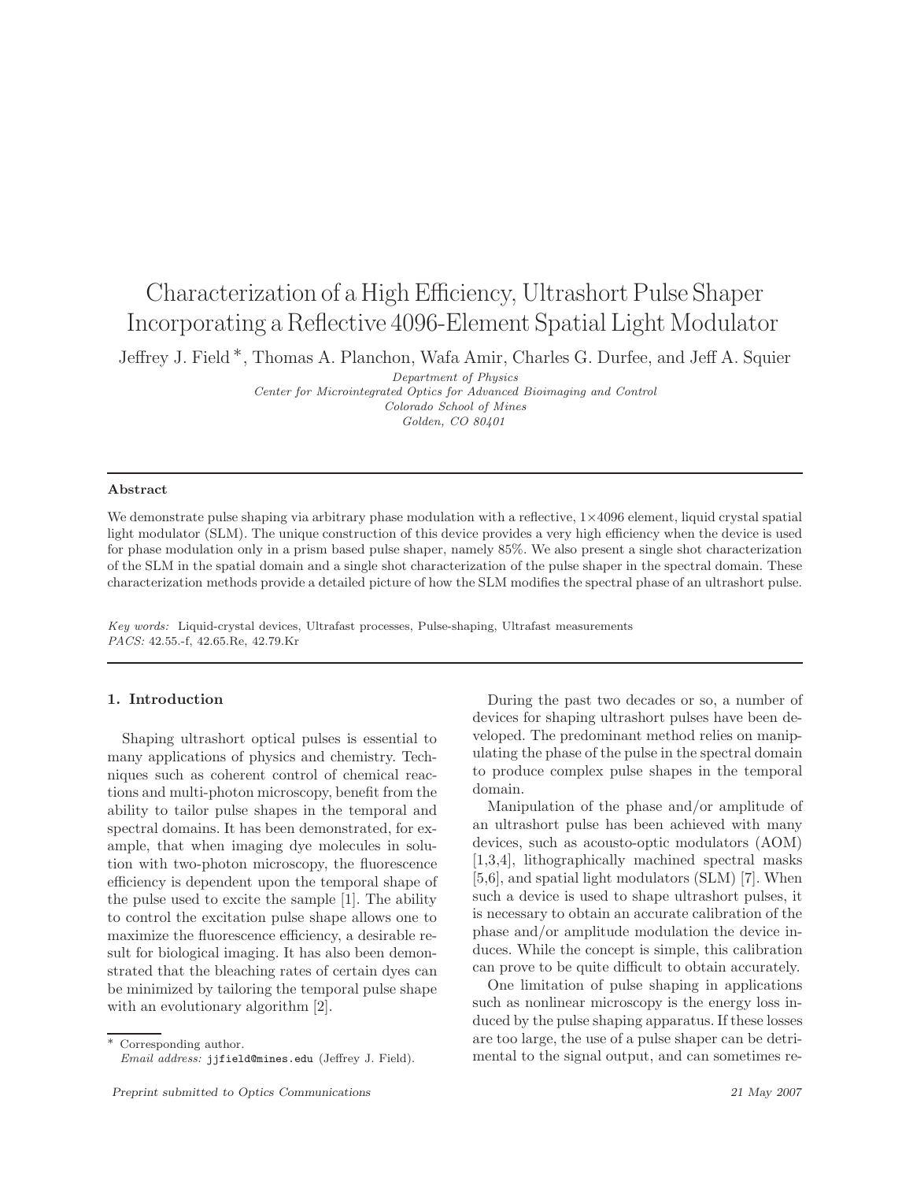# Characterization of a High Efficiency, Ultrashort Pulse Shaper Incorporating a Reflective 4096-Element Spatial Light Modulator

Jeffrey J. Field *, Thomas A. Planchon, Wafa Amir, Charles G. Durfee, and Jeff A. Squier

*Department of Physics*
*Center for Microintegrated Optics for Advanced Bioimaging and Control*
*Colorado School of Mines*
*Golden, CO 80401*

---

**Abstract**

We demonstrate pulse shaping via arbitrary phase modulation with a reflective, 1×4096 element, liquid crystal spatial light modulator (SLM). The unique construction of this device provides a very high efficiency when the device is used for phase modulation only in a prism based pulse shaper, namely 85%. We also present a single shot characterization of the SLM in the spatial domain and a single shot characterization of the pulse shaper in the spectral domain. These characterization methods provide a detailed picture of how the SLM modifies the spectral phase of an ultrashort pulse.

*Key words:* Liquid-crystal devices, Ultrafast processes, Pulse-shaping, Ultrafast measurements
*PACS:* 42.55.-f, 42.65.Re, 42.79.Kr

---

## 1. Introduction

Shaping ultrashort optical pulses is essential to many applications of physics and chemistry. Techniques such as coherent control of chemical reactions and multi-photon microscopy, benefit from the ability to tailor pulse shapes in the temporal and spectral domains. It has been demonstrated, for example, that when imaging dye molecules in solution with two-photon microscopy, the fluorescence efficiency is dependent upon the temporal shape of the pulse used to excite the sample [1]. The ability to control the excitation pulse shape allows one to maximize the fluorescence efficiency, a desirable result for biological imaging. It has also been demonstrated that the bleaching rates of certain dyes can be minimized by tailoring the temporal pulse shape with an evolutionary algorithm [2].

During the past two decades or so, a number of devices for shaping ultrashort pulses have been developed. The predominant method relies on manipulating the phase of the pulse in the spectral domain to produce complex pulse shapes in the temporal domain.

Manipulation of the phase and/or amplitude of an ultrashort pulse has been achieved with many devices, such as acousto-optic modulators (AOM) [1,3,4], lithographically machined spectral masks [5,6], and spatial light modulators (SLM) [7]. When such a device is used to shape ultrashort pulses, it is necessary to obtain an accurate calibration of the phase and/or amplitude modulation the device induces. While the concept is simple, this calibration can prove to be quite difficult to obtain accurately.

One limitation of pulse shaping in applications such as nonlinear microscopy is the energy loss induced by the pulse shaping apparatus. If these losses are too large, the use of a pulse shaper can be detrimental to the signal output, and can sometimes re-

* Corresponding author.
*Email address:* jjfield@mines.edu (Jeffrey J. Field).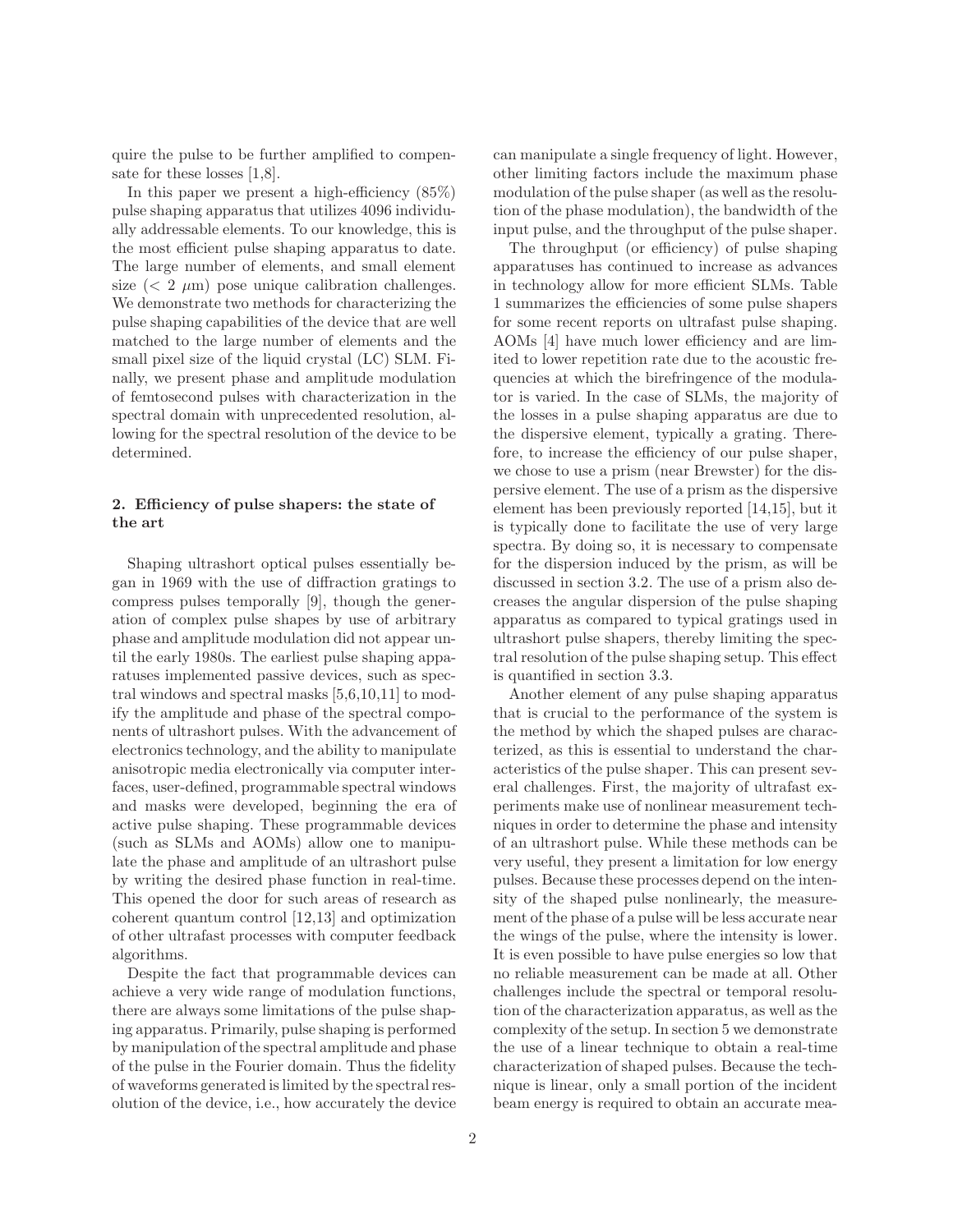quire the pulse to be further amplified to compensate for these losses [1,8].

In this paper we present a high-efficiency (85%) pulse shaping apparatus that utilizes 4096 individually addressable elements. To our knowledge, this is the most efficient pulse shaping apparatus to date. The large number of elements, and small element size ($< 2$ μm) pose unique calibration challenges. We demonstrate two methods for characterizing the pulse shaping capabilities of the device that are well matched to the large number of elements and the small pixel size of the liquid crystal (LC) SLM. Finally, we present phase and amplitude modulation of femtosecond pulses with characterization in the spectral domain with unprecedented resolution, allowing for the spectral resolution of the device to be determined.

## 2. Efficiency of pulse shapers: the state of the art

Shaping ultrashort optical pulses essentially began in 1969 with the use of diffraction gratings to compress pulses temporally [9], though the generation of complex pulse shapes by use of arbitrary phase and amplitude modulation did not appear until the early 1980s. The earliest pulse shaping apparatuses implemented passive devices, such as spectral windows and spectral masks [5,6,10,11] to modify the amplitude and phase of the spectral components of ultrashort pulses. With the advancement of electronics technology, and the ability to manipulate anisotropic media electronically via computer interfaces, user-defined, programmable spectral windows and masks were developed, beginning the era of active pulse shaping. These programmable devices (such as SLMs and AOMs) allow one to manipulate the phase and amplitude of an ultrashort pulse by writing the desired phase function in real-time. This opened the door for such areas of research as coherent quantum control [12,13] and optimization of other ultrafast processes with computer feedback algorithms.

Despite the fact that programmable devices can achieve a very wide range of modulation functions, there are always some limitations of the pulse shaping apparatus. Primarily, pulse shaping is performed by manipulation of the spectral amplitude and phase of the pulse in the Fourier domain. Thus the fidelity of waveforms generated is limited by the spectral resolution of the device, i.e., how accurately the device can manipulate a single frequency of light. However, other limiting factors include the maximum phase modulation of the pulse shaper (as well as the resolution of the phase modulation), the bandwidth of the input pulse, and the throughput of the pulse shaper.

The throughput (or efficiency) of pulse shaping apparatuses has continued to increase as advances in technology allow for more efficient SLMs. Table 1 summarizes the efficiencies of some pulse shapers for some recent reports on ultrafast pulse shaping. AOMs [4] have much lower efficiency and are limited to lower repetition rate due to the acoustic frequencies at which the birefringence of the modulator is varied. In the case of SLMs, the majority of the losses in a pulse shaping apparatus are due to the dispersive element, typically a grating. Therefore, to increase the efficiency of our pulse shaper, we chose to use a prism (near Brewster) for the dispersive element. The use of a prism as the dispersive element has been previously reported [14,15], but it is typically done to facilitate the use of very large spectra. By doing so, it is necessary to compensate for the dispersion induced by the prism, as will be discussed in section 3.2. The use of a prism also decreases the angular dispersion of the pulse shaping apparatus as compared to typical gratings used in ultrashort pulse shapers, thereby limiting the spectral resolution of the pulse shaping setup. This effect is quantified in section 3.3.

Another element of any pulse shaping apparatus that is crucial to the performance of the system is the method by which the shaped pulses are characterized, as this is essential to understand the characteristics of the pulse shaper. This can present several challenges. First, the majority of ultrafast experiments make use of nonlinear measurement techniques in order to determine the phase and intensity of an ultrashort pulse. While these methods can be very useful, they present a limitation for low energy pulses. Because these processes depend on the intensity of the shaped pulse nonlinearly, the measurement of the phase of a pulse will be less accurate near the wings of the pulse, where the intensity is lower. It is even possible to have pulse energies so low that no reliable measurement can be made at all. Other challenges include the spectral or temporal resolution of the characterization apparatus, as well as the complexity of the setup. In section 5 we demonstrate the use of a linear technique to obtain a real-time characterization of shaped pulses. Because the technique is linear, only a small portion of the incident beam energy is required to obtain an accurate mea-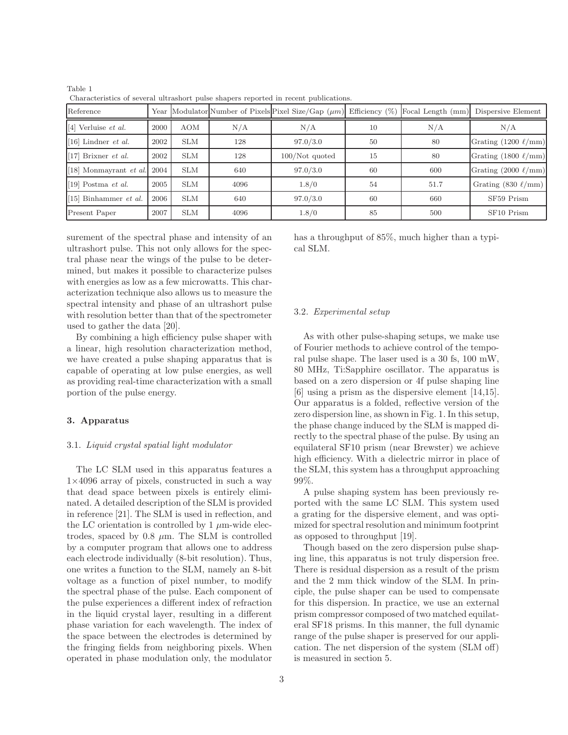Table 1
Characteristics of several ultrashort pulse shapers reported in recent publications.

| Reference | Year | Modulator | Number of Pixels | Pixel Size/Gap ($\mu m$) | Efficiency (%) | Focal Length (mm) | Dispersive Element |
|---|---|---|---|---|---|---|---|
| [4] Verluise *et al.* | 2000 | AOM | N/A | N/A | 10 | N/A | N/A |
| [16] Lindner *et al.* | 2002 | SLM | 128 | 97.0/3.0 | 50 | 80 | Grating (1200 $\ell$/mm) |
| [17] Brixner *et al.* | 2002 | SLM | 128 | 100/Not quoted | 15 | 80 | Grating (1800 $\ell$/mm) |
| [18] Monmayrant *et al.* | 2004 | SLM | 640 | 97.0/3.0 | 60 | 600 | Grating (2000 $\ell$/mm) |
| [19] Postma *et al.* | 2005 | SLM | 4096 | 1.8/0 | 54 | 51.7 | Grating (830 $\ell$/mm) |
| [15] Binhammer *et al.* | 2006 | SLM | 640 | 97.0/3.0 | 60 | 660 | SF59 Prism |
| Present Paper | 2007 | SLM | 4096 | 1.8/0 | 85 | 500 | SF10 Prism |

surement of the spectral phase and intensity of an ultrashort pulse. This not only allows for the spectral phase near the wings of the pulse to be determined, but makes it possible to characterize pulses with energies as low as a few microwatts. This characterization technique also allows us to measure the spectral intensity and phase of an ultrashort pulse with resolution better than that of the spectrometer used to gather the data [20].

By combining a high efficiency pulse shaper with a linear, high resolution characterization method, we have created a pulse shaping apparatus that is capable of operating at low pulse energies, as well as providing real-time characterization with a small portion of the pulse energy.

## 3. Apparatus

### 3.1. *Liquid crystal spatial light modulator*

The LC SLM used in this apparatus features a $1\times4096$ array of pixels, constructed in such a way that dead space between pixels is entirely eliminated. A detailed description of the SLM is provided in reference [21]. The SLM is used in reflection, and the LC orientation is controlled by 1 $\mu$m-wide electrodes, spaced by 0.8 $\mu$m. The SLM is controlled by a computer program that allows one to address each electrode individually (8-bit resolution). Thus, one writes a function to the SLM, namely an 8-bit voltage as a function of pixel number, to modify the spectral phase of the pulse. Each component of the pulse experiences a different index of refraction in the liquid crystal layer, resulting in a different phase variation for each wavelength. The index of the space between the electrodes is determined by the fringing fields from neighboring pixels. When operated in phase modulation only, the modulator has a throughput of 85%, much higher than a typical SLM.

### 3.2. *Experimental setup*

As with other pulse-shaping setups, we make use of Fourier methods to achieve control of the temporal pulse shape. The laser used is a 30 fs, 100 mW, 80 MHz, Ti:Sapphire oscillator. The apparatus is based on a zero dispersion or 4f pulse shaping line [6] using a prism as the dispersive element [14,15]. Our apparatus is a folded, reflective version of the zero dispersion line, as shown in Fig. 1. In this setup, the phase change induced by the SLM is mapped directly to the spectral phase of the pulse. By using an equilateral SF10 prism (near Brewster) we achieve high efficiency. With a dielectric mirror in place of the SLM, this system has a throughput approaching 99%.

A pulse shaping system has been previously reported with the same LC SLM. This system used a grating for the dispersive element, and was optimized for spectral resolution and minimum footprint as opposed to throughput [19].

Though based on the zero dispersion pulse shaping line, this apparatus is not truly dispersion free. There is residual dispersion as a result of the prism and the 2 mm thick window of the SLM. In principle, the pulse shaper can be used to compensate for this dispersion. In practice, we use an external prism compressor composed of two matched equilateral SF18 prisms. In this manner, the full dynamic range of the pulse shaper is preserved for our application. The net dispersion of the system (SLM off) is measured in section 5.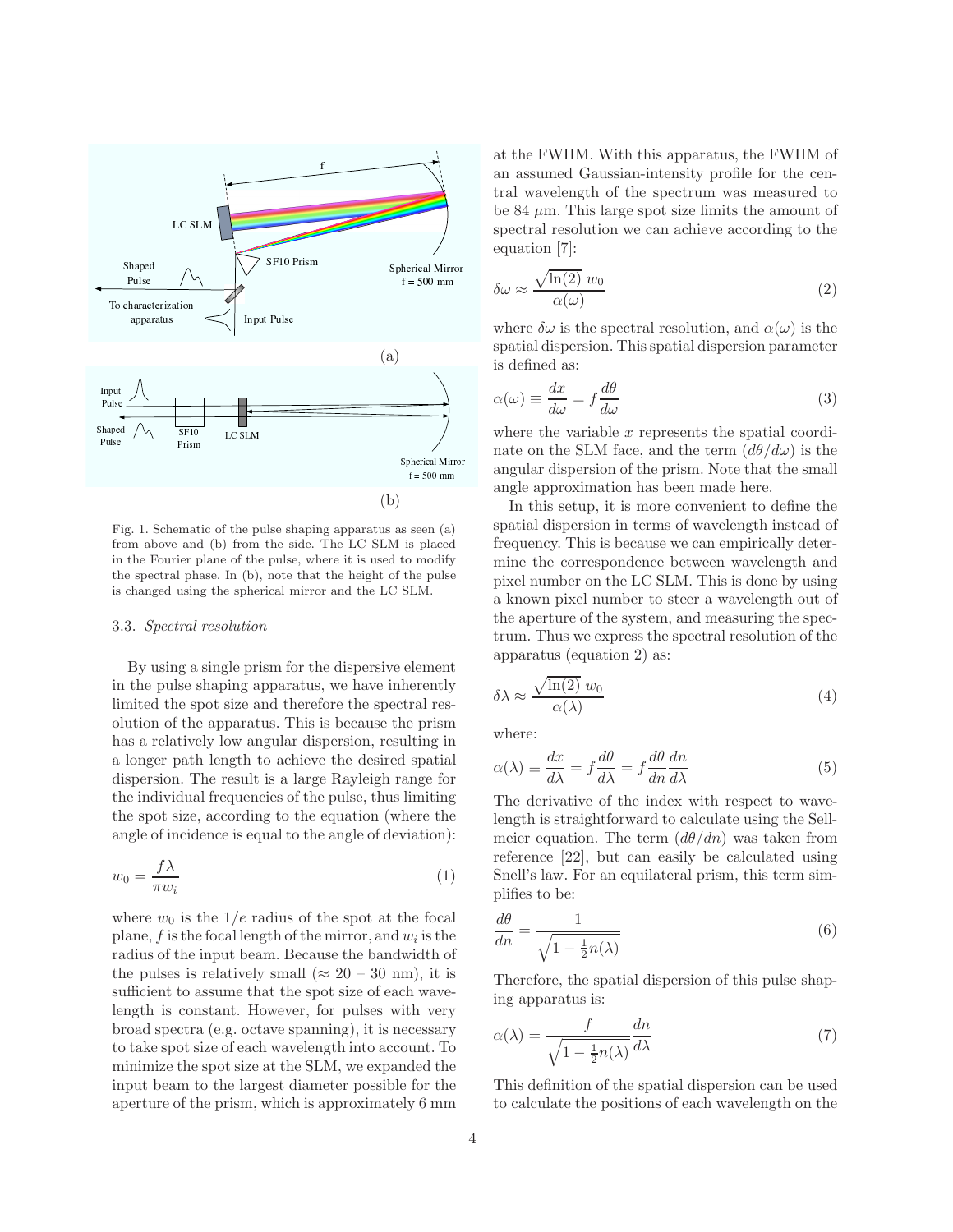Fig. 1. Schematic of the pulse shaping apparatus as seen (a) from above and (b) from the side. The LC SLM is placed in the Fourier plane of the pulse, where it is used to modify the spectral phase. In (b), note that the height of the pulse is changed using the spherical mirror and the LC SLM.

### 3.3. *Spectral resolution*

By using a single prism for the dispersive element in the pulse shaping apparatus, we have inherently limited the spot size and therefore the spectral resolution of the apparatus. This is because the prism has a relatively low angular dispersion, resulting in a longer path length to achieve the desired spatial dispersion. The result is a large Rayleigh range for the individual frequencies of the pulse, thus limiting the spot size, according to the equation (where the angle of incidence is equal to the angle of deviation):

$$w_0 = \frac{f\lambda}{\pi w_i} \tag{1}$$

where $w_0$ is the $1/e$ radius of the spot at the focal plane, $f$ is the focal length of the mirror, and $w_i$ is the radius of the input beam. Because the bandwidth of the pulses is relatively small ($\approx 20$ – $30$ nm), it is sufficient to assume that the spot size of each wavelength is constant. However, for pulses with very broad spectra (e.g. octave spanning), it is necessary to take spot size of each wavelength into account. To minimize the spot size at the SLM, we expanded the input beam to the largest diameter possible for the aperture of the prism, which is approximately 6 mm at the FWHM. With this apparatus, the FWHM of an assumed Gaussian-intensity profile for the central wavelength of the spectrum was measured to be 84 $\mu$m. This large spot size limits the amount of spectral resolution we can achieve according to the equation [7]:

$$\delta\omega \approx \frac{\sqrt{\ln(2)}\; w_0}{\alpha(\omega)} \tag{2}$$

where $\delta\omega$ is the spectral resolution, and $\alpha(\omega)$ is the spatial dispersion. This spatial dispersion parameter is defined as:

$$\alpha(\omega) \equiv \frac{dx}{d\omega} = f\frac{d\theta}{d\omega} \tag{3}$$

where the variable $x$ represents the spatial coordinate on the SLM face, and the term $(d\theta/d\omega)$ is the angular dispersion of the prism. Note that the small angle approximation has been made here.

In this setup, it is more convenient to define the spatial dispersion in terms of wavelength instead of frequency. This is because we can empirically determine the correspondence between wavelength and pixel number on the LC SLM. This is done by using a known pixel number to steer a wavelength out of the aperture of the system, and measuring the spectrum. Thus we express the spectral resolution of the apparatus (equation 2) as:

$$\delta\lambda \approx \frac{\sqrt{\ln(2)}\; w_0}{\alpha(\lambda)} \tag{4}$$

where:

$$\alpha(\lambda) \equiv \frac{dx}{d\lambda} = f\frac{d\theta}{d\lambda} = f\frac{d\theta}{dn}\frac{dn}{d\lambda} \tag{5}$$

The derivative of the index with respect to wavelength is straightforward to calculate using the Sellmeier equation. The term $(d\theta/dn)$ was taken from reference [22], but can easily be calculated using Snell's law. For an equilateral prism, this term simplifies to be:

$$\frac{d\theta}{dn} = \frac{1}{\sqrt{1-\frac{1}{2}n(\lambda)}} \tag{6}$$

Therefore, the spatial dispersion of this pulse shaping apparatus is:

$$\alpha(\lambda) = \frac{f}{\sqrt{1-\frac{1}{2}n(\lambda)}}\frac{dn}{d\lambda} \tag{7}$$

This definition of the spatial dispersion can be used to calculate the positions of each wavelength on the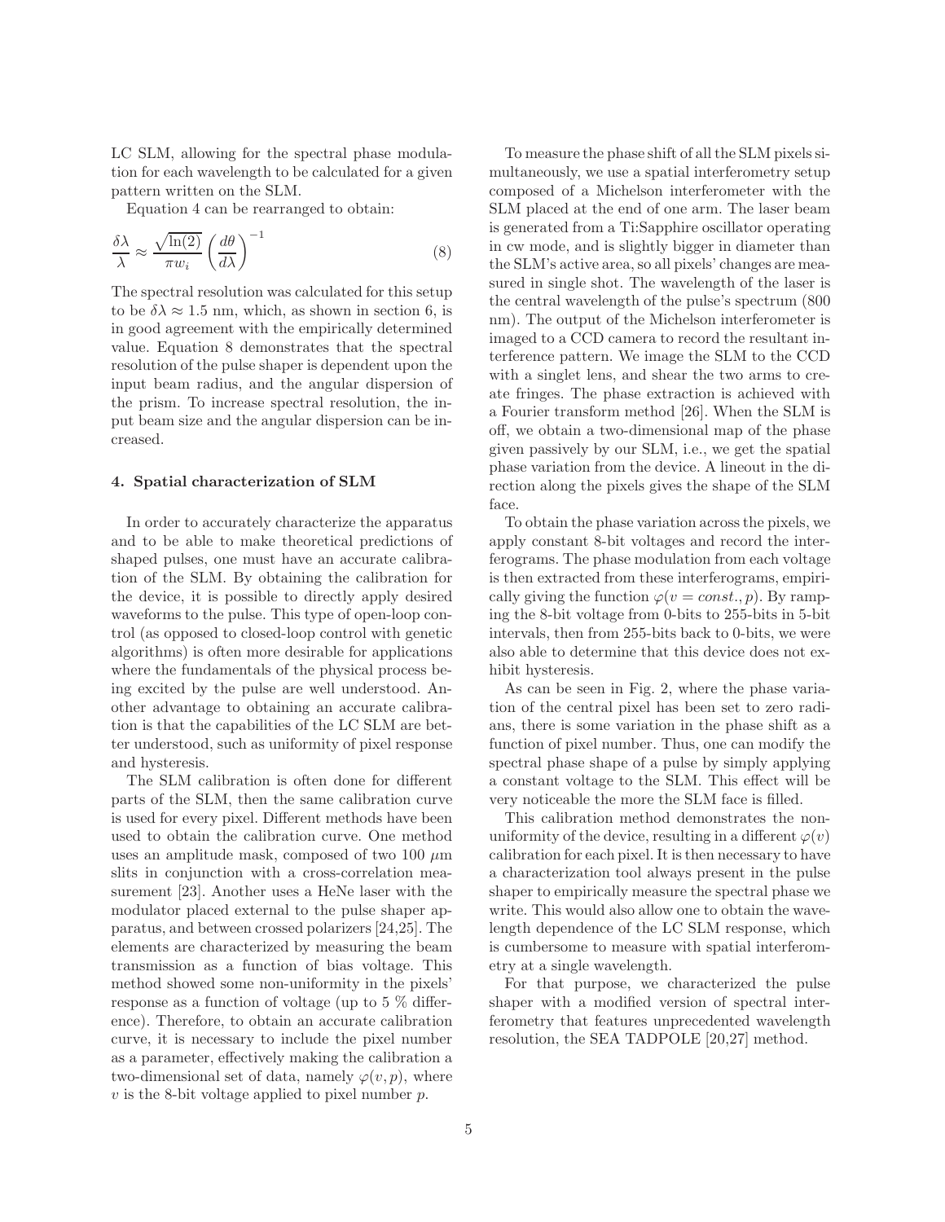LC SLM, allowing for the spectral phase modulation for each wavelength to be calculated for a given pattern written on the SLM.

Equation 4 can be rearranged to obtain:

$$\frac{\delta\lambda}{\lambda} \approx \frac{\sqrt{\ln(2)}}{\pi w_i} \left(\frac{d\theta}{d\lambda}\right)^{-1} \tag{8}$$

The spectral resolution was calculated for this setup to be $\delta\lambda \approx 1.5$ nm, which, as shown in section 6, is in good agreement with the empirically determined value. Equation 8 demonstrates that the spectral resolution of the pulse shaper is dependent upon the input beam radius, and the angular dispersion of the prism. To increase spectral resolution, the input beam size and the angular dispersion can be increased.

#### 4. Spatial characterization of SLM

In order to accurately characterize the apparatus and to be able to make theoretical predictions of shaped pulses, one must have an accurate calibration of the SLM. By obtaining the calibration for the device, it is possible to directly apply desired waveforms to the pulse. This type of open-loop control (as opposed to closed-loop control with genetic algorithms) is often more desirable for applications where the fundamentals of the physical process being excited by the pulse are well understood. Another advantage to obtaining an accurate calibration is that the capabilities of the LC SLM are better understood, such as uniformity of pixel response and hysteresis.

The SLM calibration is often done for different parts of the SLM, then the same calibration curve is used for every pixel. Different methods have been used to obtain the calibration curve. One method uses an amplitude mask, composed of two 100 $\mu$m slits in conjunction with a cross-correlation measurement [23]. Another uses a HeNe laser with the modulator placed external to the pulse shaper apparatus, and between crossed polarizers [24,25]. The elements are characterized by measuring the beam transmission as a function of bias voltage. This method showed some non-uniformity in the pixels' response as a function of voltage (up to 5 % difference). Therefore, to obtain an accurate calibration curve, it is necessary to include the pixel number as a parameter, effectively making the calibration a two-dimensional set of data, namely $\varphi(v, p)$, where $v$ is the 8-bit voltage applied to pixel number $p$.

To measure the phase shift of all the SLM pixels simultaneously, we use a spatial interferometry setup composed of a Michelson interferometer with the SLM placed at the end of one arm. The laser beam is generated from a Ti:Sapphire oscillator operating in cw mode, and is slightly bigger in diameter than the SLM's active area, so all pixels' changes are measured in single shot. The wavelength of the laser is the central wavelength of the pulse's spectrum (800 nm). The output of the Michelson interferometer is imaged to a CCD camera to record the resultant interference pattern. We image the SLM to the CCD with a singlet lens, and shear the two arms to create fringes. The phase extraction is achieved with a Fourier transform method [26]. When the SLM is off, we obtain a two-dimensional map of the phase given passively by our SLM, i.e., we get the spatial phase variation from the device. A lineout in the direction along the pixels gives the shape of the SLM face.

To obtain the phase variation across the pixels, we apply constant 8-bit voltages and record the interferograms. The phase modulation from each voltage is then extracted from these interferograms, empirically giving the function $\varphi(v = const., p)$. By ramping the 8-bit voltage from 0-bits to 255-bits in 5-bit intervals, then from 255-bits back to 0-bits, we were also able to determine that this device does not exhibit hysteresis.

As can be seen in Fig. 2, where the phase variation of the central pixel has been set to zero radians, there is some variation in the phase shift as a function of pixel number. Thus, one can modify the spectral phase shape of a pulse by simply applying a constant voltage to the SLM. This effect will be very noticeable the more the SLM face is filled.

This calibration method demonstrates the non-uniformity of the device, resulting in a different $\varphi(v)$ calibration for each pixel. It is then necessary to have a characterization tool always present in the pulse shaper to empirically measure the spectral phase we write. This would also allow one to obtain the wavelength dependence of the LC SLM response, which is cumbersome to measure with spatial interferometry at a single wavelength.

For that purpose, we characterized the pulse shaper with a modified version of spectral interferometry that features unprecedented wavelength resolution, the SEA TADPOLE [20,27] method.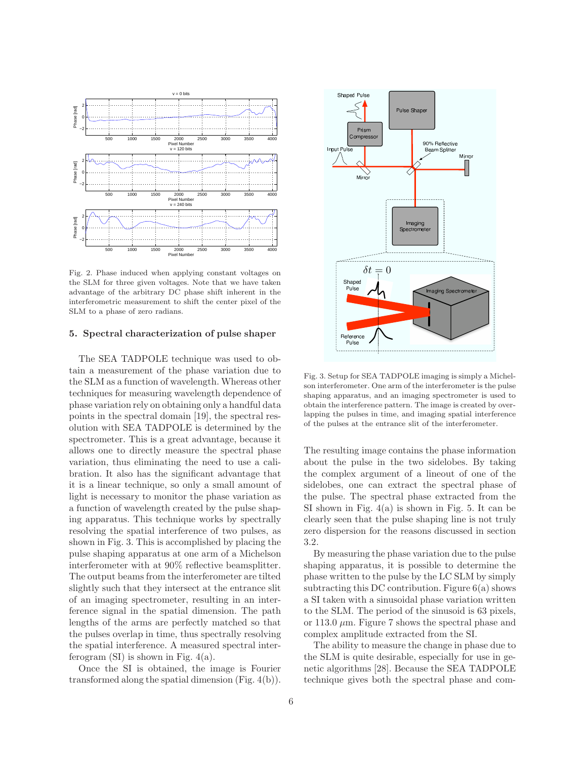Fig. 2. Phase induced when applying constant voltages on the SLM for three given voltages. Note that we have taken advantage of the arbitrary DC phase shift inherent in the interferometric measurement to shift the center pixel of the SLM to a phase of zero radians.

## 5. Spectral characterization of pulse shaper

The SEA TADPOLE technique was used to obtain a measurement of the phase variation due to the SLM as a function of wavelength. Whereas other techniques for measuring wavelength dependence of phase variation rely on obtaining only a handful data points in the spectral domain [19], the spectral resolution with SEA TADPOLE is determined by the spectrometer. This is a great advantage, because it allows one to directly measure the spectral phase variation, thus eliminating the need to use a calibration. It also has the significant advantage that it is a linear technique, so only a small amount of light is necessary to monitor the phase variation as a function of wavelength created by the pulse shaping apparatus. This technique works by spectrally resolving the spatial interference of two pulses, as shown in Fig. 3. This is accomplished by placing the pulse shaping apparatus at one arm of a Michelson interferometer with at 90% reflective beamsplitter. The output beams from the interferometer are tilted slightly such that they intersect at the entrance slit of an imaging spectrometer, resulting in an interference signal in the spatial dimension. The path lengths of the arms are perfectly matched so that the pulses overlap in time, thus spectrally resolving the spatial interference. A measured spectral interferogram (SI) is shown in Fig. 4(a).

Once the SI is obtained, the image is Fourier transformed along the spatial dimension (Fig. 4(b)).

Fig. 3. Setup for SEA TADPOLE imaging is simply a Michelson interferometer. One arm of the interferometer is the pulse shaping apparatus, and an imaging spectrometer is used to obtain the interference pattern. The image is created by overlapping the pulses in time, and imaging spatial interference of the pulses at the entrance slit of the interferometer.

The resulting image contains the phase information about the pulse in the two sidelobes. By taking the complex argument of a lineout of one of the sidelobes, one can extract the spectral phase of the pulse. The spectral phase extracted from the SI shown in Fig. 4(a) is shown in Fig. 5. It can be clearly seen that the pulse shaping line is not truly zero dispersion for the reasons discussed in section 3.2.

By measuring the phase variation due to the pulse shaping apparatus, it is possible to determine the phase written to the pulse by the LC SLM by simply subtracting this DC contribution. Figure 6(a) shows a SI taken with a sinusoidal phase variation written to the SLM. The period of the sinusoid is 63 pixels, or 113.0 $\mu$m. Figure 7 shows the spectral phase and complex amplitude extracted from the SI.

The ability to measure the change in phase due to the SLM is quite desirable, especially for use in genetic algorithms [28]. Because the SEA TADPOLE technique gives both the spectral phase and com-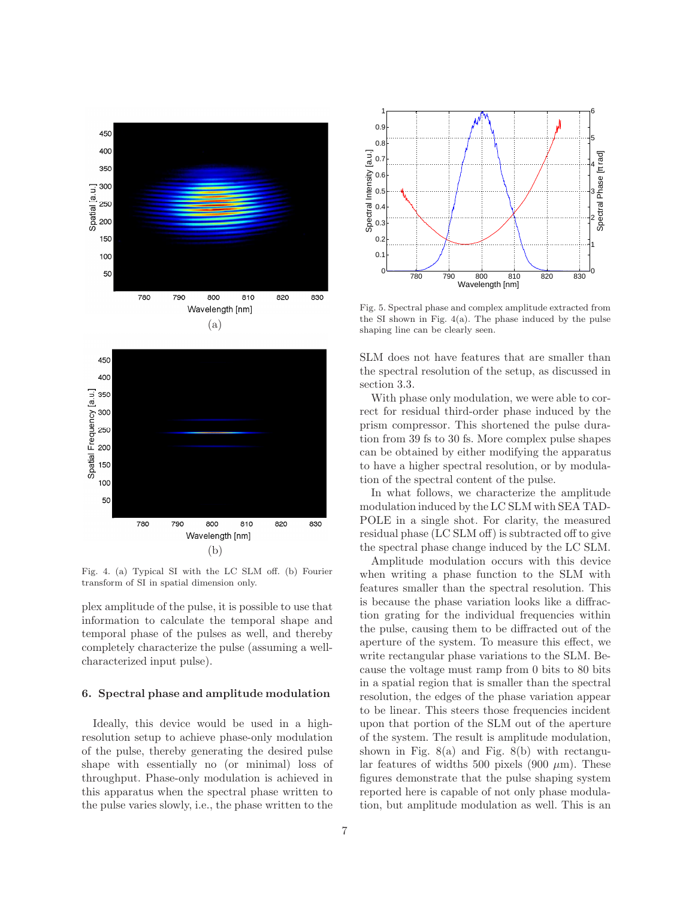Fig. 4. (a) Typical SI with the LC SLM off. (b) Fourier transform of SI in spatial dimension only.

plex amplitude of the pulse, it is possible to use that information to calculate the temporal shape and temporal phase of the pulses as well, and thereby completely characterize the pulse (assuming a well-characterized input pulse).

## 6. Spectral phase and amplitude modulation

Ideally, this device would be used in a high-resolution setup to achieve phase-only modulation of the pulse, thereby generating the desired pulse shape with essentially no (or minimal) loss of throughput. Phase-only modulation is achieved in this apparatus when the spectral phase written to the pulse varies slowly, i.e., the phase written to the SLM does not have features that are smaller than the spectral resolution of the setup, as discussed in section 3.3.

Fig. 5. Spectral phase and complex amplitude extracted from the SI shown in Fig. 4(a). The phase induced by the pulse shaping line can be clearly seen.

With phase only modulation, we were able to correct for residual third-order phase induced by the prism compressor. This shortened the pulse duration from 39 fs to 30 fs. More complex pulse shapes can be obtained by either modifying the apparatus to have a higher spectral resolution, or by modulation of the spectral content of the pulse.

In what follows, we characterize the amplitude modulation induced by the LC SLM with SEA TADPOLE in a single shot. For clarity, the measured residual phase (LC SLM off) is subtracted off to give the spectral phase change induced by the LC SLM.

Amplitude modulation occurs with this device when writing a phase function to the SLM with features smaller than the spectral resolution. This is because the phase variation looks like a diffraction grating for the individual frequencies within the pulse, causing them to be diffracted out of the aperture of the system. To measure this effect, we write rectangular phase variations to the SLM. Because the voltage must ramp from 0 bits to 80 bits in a spatial region that is smaller than the spectral resolution, the edges of the phase variation appear to be linear. This steers those frequencies incident upon that portion of the SLM out of the aperture of the system. The result is amplitude modulation, shown in Fig. 8(a) and Fig. 8(b) with rectangular features of widths 500 pixels (900 $\mu$m). These figures demonstrate that the pulse shaping system reported here is capable of not only phase modulation, but amplitude modulation as well. This is an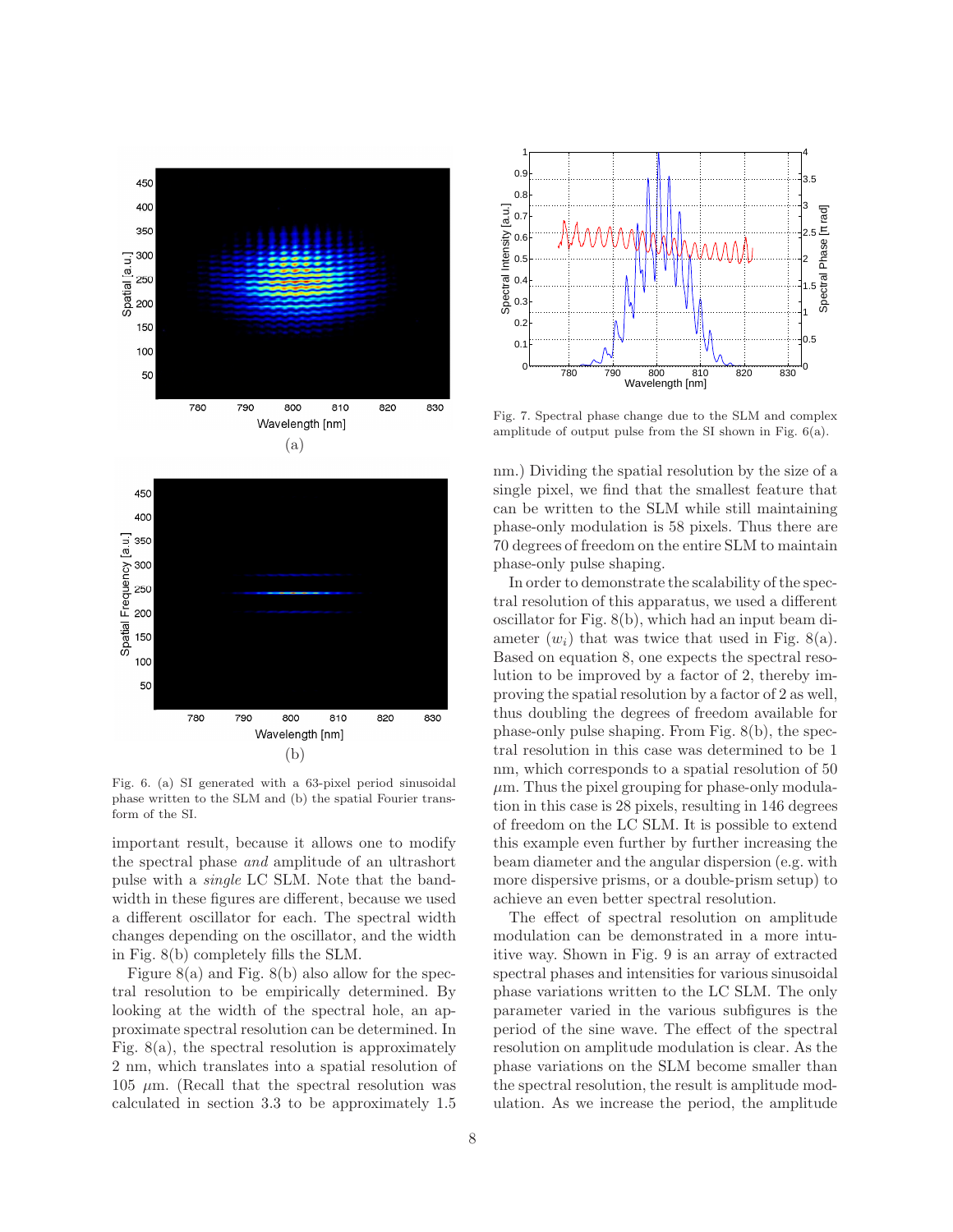(a)

(b)

Fig. 6. (a) SI generated with a 63-pixel period sinusoidal phase written to the SLM and (b) the spatial Fourier transform of the SI.

Fig. 7. Spectral phase change due to the SLM and complex amplitude of output pulse from the SI shown in Fig. 6(a).

important result, because it allows one to modify the spectral phase *and* amplitude of an ultrashort pulse with a *single* LC SLM. Note that the bandwidth in these figures are different, because we used a different oscillator for each. The spectral width changes depending on the oscillator, and the width in Fig. 8(b) completely fills the SLM.

Figure 8(a) and Fig. 8(b) also allow for the spectral resolution to be empirically determined. By looking at the width of the spectral hole, an approximate spectral resolution can be determined. In Fig. 8(a), the spectral resolution is approximately 2 nm, which translates into a spatial resolution of 105 $\mu$m. (Recall that the spectral resolution was calculated in section 3.3 to be approximately 1.5 nm.) Dividing the spatial resolution by the size of a single pixel, we find that the smallest feature that can be written to the SLM while still maintaining phase-only modulation is 58 pixels. Thus there are 70 degrees of freedom on the entire SLM to maintain phase-only pulse shaping.

In order to demonstrate the scalability of the spectral resolution of this apparatus, we used a different oscillator for Fig. 8(b), which had an input beam diameter ($w_i$) that was twice that used in Fig. 8(a). Based on equation 8, one expects the spectral resolution to be improved by a factor of 2, thereby improving the spatial resolution by a factor of 2 as well, thus doubling the degrees of freedom available for phase-only pulse shaping. From Fig. 8(b), the spectral resolution in this case was determined to be 1 nm, which corresponds to a spatial resolution of 50 $\mu$m. Thus the pixel grouping for phase-only modulation in this case is 28 pixels, resulting in 146 degrees of freedom on the LC SLM. It is possible to extend this example even further by further increasing the beam diameter and the angular dispersion (e.g. with more dispersive prisms, or a double-prism setup) to achieve an even better spectral resolution.

The effect of spectral resolution on amplitude modulation can be demonstrated in a more intuitive way. Shown in Fig. 9 is an array of extracted spectral phases and intensities for various sinusoidal phase variations written to the LC SLM. The only parameter varied in the various subfigures is the period of the sine wave. The effect of the spectral resolution on amplitude modulation is clear. As the phase variations on the SLM become smaller than the spectral resolution, the result is amplitude modulation. As we increase the period, the amplitude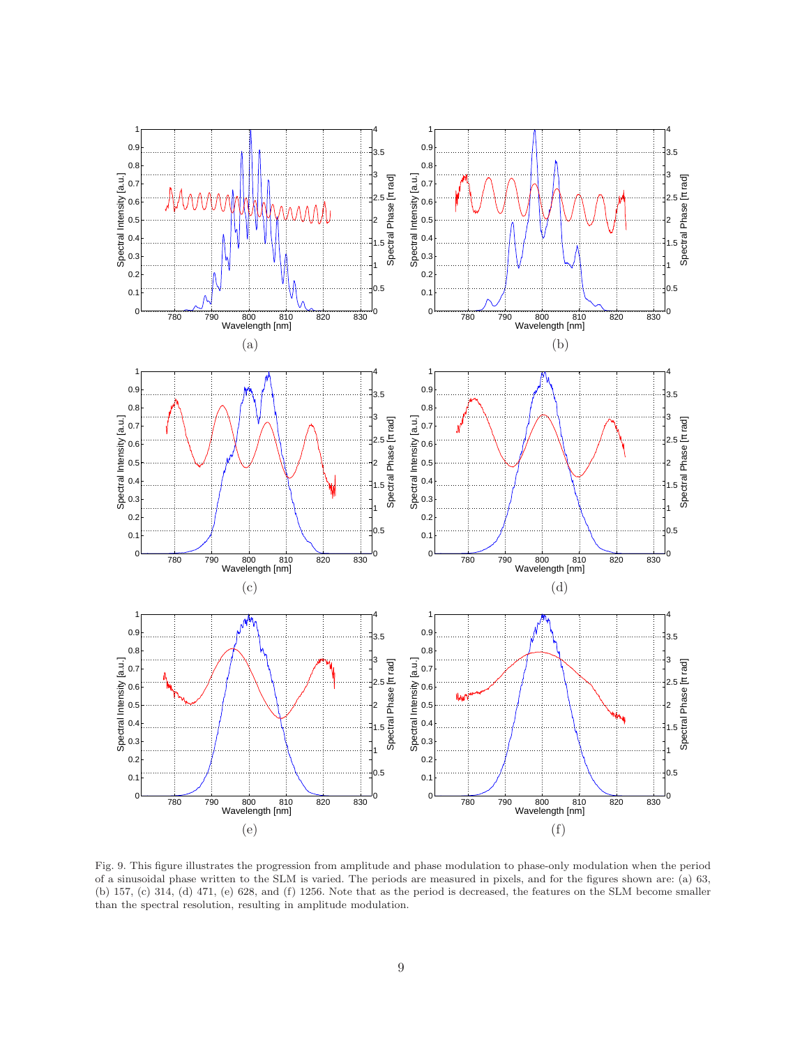Fig. 9. This figure illustrates the progression from amplitude and phase modulation to phase-only modulation when the period of a sinusoidal phase written to the SLM is varied. The periods are measured in pixels, and for the figures shown are: (a) 63, (b) 157, (c) 314, (d) 471, (e) 628, and (f) 1256. Note that as the period is decreased, the features on the SLM become smaller than the spectral resolution, resulting in amplitude modulation.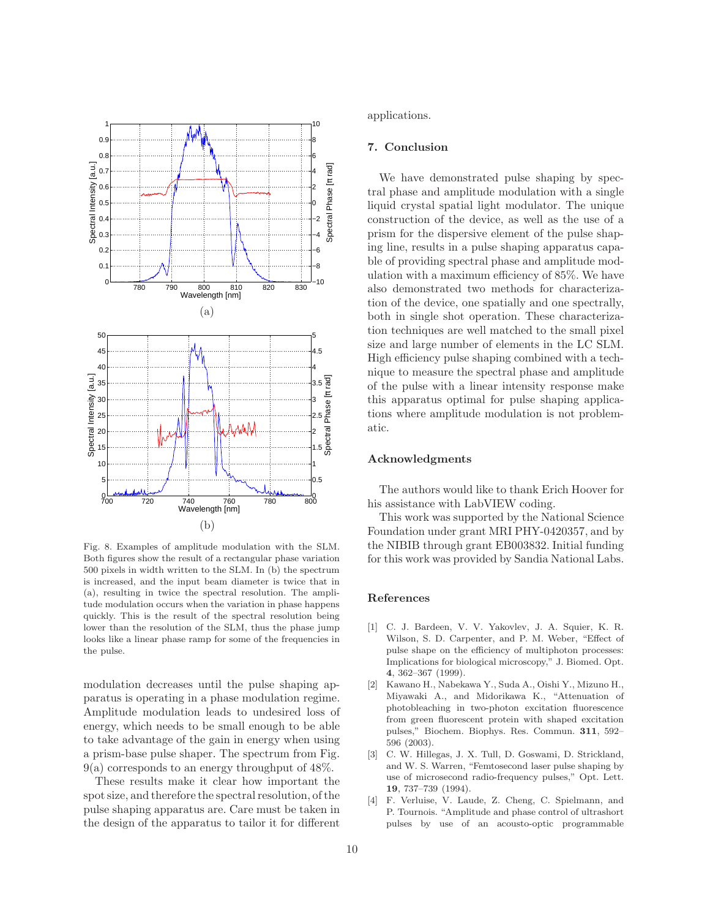1
0.9
0.8
0.7
0.6
0.5
0.4
0.3
0.2
0.1
0
Spectral Intensity [a.u.]
780 790 800 810 820 830
Wavelength [nm]
10
8
6
4
2
0
−2
−4
−6
−8
−10
Spectral Phase [π rad]

(a)

50
45
40
35
30
25
20
15
10
5
0
Spectral Intensity [a.u.]
700 720 740 760 780 800
Wavelength [nm]
5
4.5
4
3.5
3
2.5
2
1.5
1
0.5
0
Spectral Phase [π rad]

(b)

Fig. 8. Examples of amplitude modulation with the SLM. Both figures show the result of a rectangular phase variation 500 pixels in width written to the SLM. In (b) the spectrum is increased, and the input beam diameter is twice that in (a), resulting in twice the spectral resolution. The amplitude modulation occurs when the variation in phase happens quickly. This is the result of the spectral resolution being lower than the resolution of the SLM, thus the phase jump looks like a linear phase ramp for some of the frequencies in the pulse.

modulation decreases until the pulse shaping apparatus is operating in a phase modulation regime. Amplitude modulation leads to undesired loss of energy, which needs to be small enough to be able to take advantage of the gain in energy when using a prism-base pulse shaper. The spectrum from Fig. 9(a) corresponds to an energy throughput of 48%.

These results make it clear how important the spot size, and therefore the spectral resolution, of the pulse shaping apparatus are. Care must be taken in the design of the apparatus to tailor it for different applications.

## 7. Conclusion

We have demonstrated pulse shaping by spectral phase and amplitude modulation with a single liquid crystal spatial light modulator. The unique construction of the device, as well as the use of a prism for the dispersive element of the pulse shaping line, results in a pulse shaping apparatus capable of providing spectral phase and amplitude modulation with a maximum efficiency of 85%. We have also demonstrated two methods for characterization of the device, one spatially and one spectrally, both in single shot operation. These characterization techniques are well matched to the small pixel size and large number of elements in the LC SLM. High efficiency pulse shaping combined with a technique to measure the spectral phase and amplitude of the pulse with a linear intensity response make this apparatus optimal for pulse shaping applications where amplitude modulation is not problematic.

## Acknowledgments

The authors would like to thank Erich Hoover for his assistance with LabVIEW coding.

This work was supported by the National Science Foundation under grant MRI PHY-0420357, and by the NIBIB through grant EB003832. Initial funding for this work was provided by Sandia National Labs.

## References

[1] C. J. Bardeen, V. V. Yakovlev, J. A. Squier, K. R. Wilson, S. D. Carpenter, and P. M. Weber, "Effect of pulse shape on the efficiency of multiphoton processes: Implications for biological microscopy," J. Biomed. Opt. **4**, 362–367 (1999).

[2] Kawano H., Nabekawa Y., Suda A., Oishi Y., Mizuno H., Miyawaki A., and Midorikawa K., "Attenuation of photobleaching in two-photon excitation fluorescence from green fluorescent protein with shaped excitation pulses," Biochem. Biophys. Res. Commun. **311**, 592–596 (2003).

[3] C. W. Hillegas, J. X. Tull, D. Goswami, D. Strickland, and W. S. Warren, "Femtosecond laser pulse shaping by use of microsecond radio-frequency pulses," Opt. Lett. **19**, 737–739 (1994).

[4] F. Verluise, V. Laude, Z. Cheng, C. Spielmann, and P. Tournois. "Amplitude and phase control of ultrashort pulses by use of an acousto-optic programmable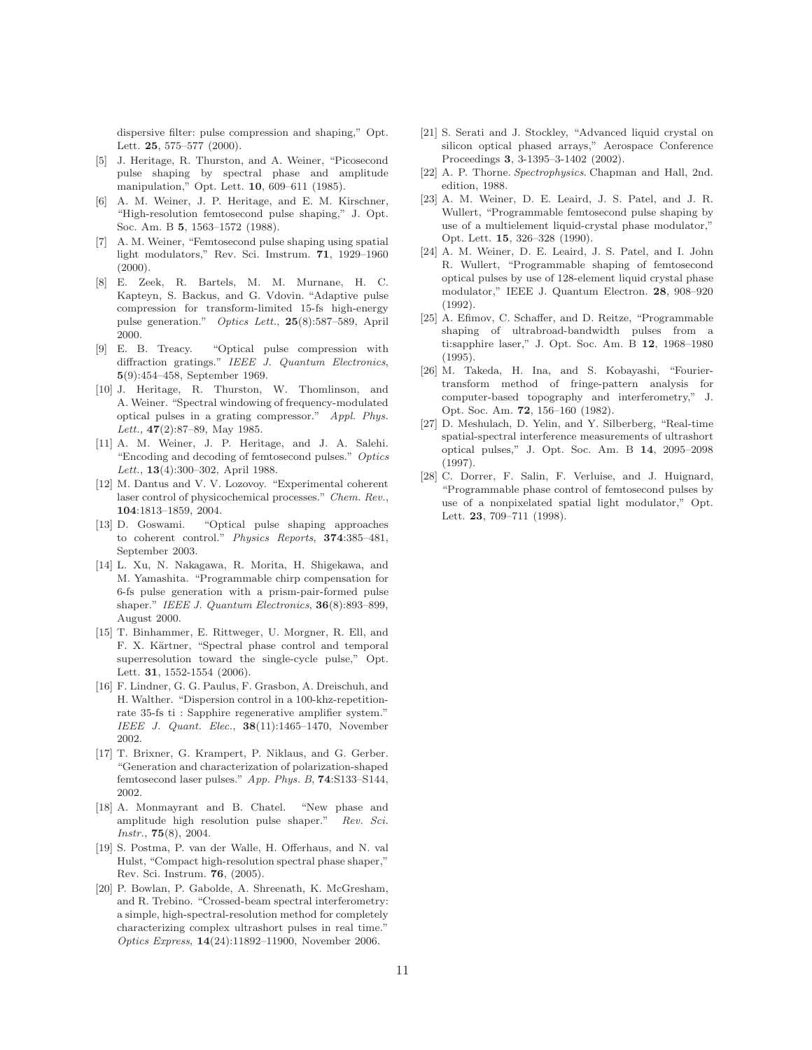dispersive filter: pulse compression and shaping," Opt. Lett. **25**, 575–577 (2000).

[5] J. Heritage, R. Thurston, and A. Weiner, "Picosecond pulse shaping by spectral phase and amplitude manipulation," Opt. Lett. **10**, 609–611 (1985).

[6] A. M. Weiner, J. P. Heritage, and E. M. Kirschner, "High-resolution femtosecond pulse shaping," J. Opt. Soc. Am. B **5**, 1563–1572 (1988).

[7] A. M. Weiner, "Femtosecond pulse shaping using spatial light modulators," Rev. Sci. Imstrum. **71**, 1929–1960 (2000).

[8] E. Zeek, R. Bartels, M. M. Murnane, H. C. Kapteyn, S. Backus, and G. Vdovin. "Adaptive pulse compression for transform-limited 15-fs high-energy pulse generation." *Optics Lett.*, **25**(8):587–589, April 2000.

[9] E. B. Treacy. "Optical pulse compression with diffraction gratings." *IEEE J. Quantum Electronics*, **5**(9):454–458, September 1969.

[10] J. Heritage, R. Thurston, W. Thomlinson, and A. Weiner. "Spectral windowing of frequency-modulated optical pulses in a grating compressor." *Appl. Phys. Lett.*, **47**(2):87–89, May 1985.

[11] A. M. Weiner, J. P. Heritage, and J. A. Salehi. "Encoding and decoding of femtosecond pulses." *Optics Lett.*, **13**(4):300–302, April 1988.

[12] M. Dantus and V. V. Lozovoy. "Experimental coherent laser control of physicochemical processes." *Chem. Rev.*, **104**:1813–1859, 2004.

[13] D. Goswami. "Optical pulse shaping approaches to coherent control." *Physics Reports*, **374**:385–481, September 2003.

[14] L. Xu, N. Nakagawa, R. Morita, H. Shigekawa, and M. Yamashita. "Programmable chirp compensation for 6-fs pulse generation with a prism-pair-formed pulse shaper." *IEEE J. Quantum Electronics*, **36**(8):893–899, August 2000.

[15] T. Binhammer, E. Rittweger, U. Morgner, R. Ell, and F. X. Kärtner, "Spectral phase control and temporal superresolution toward the single-cycle pulse," Opt. Lett. **31**, 1552-1554 (2006).

[16] F. Lindner, G. G. Paulus, F. Grasbon, A. Dreischuh, and H. Walther. "Dispersion control in a 100-khz-repetition-rate 35-fs ti : Sapphire regenerative amplifier system." *IEEE J. Quant. Elec.*, **38**(11):1465–1470, November 2002.

[17] T. Brixner, G. Krampert, P. Niklaus, and G. Gerber. "Generation and characterization of polarization-shaped femtosecond laser pulses." *App. Phys. B*, **74**:S133–S144, 2002.

[18] A. Monmayrant and B. Chatel. "New phase and amplitude high resolution pulse shaper." *Rev. Sci. Instr.*, **75**(8), 2004.

[19] S. Postma, P. van der Walle, H. Offerhaus, and N. val Hulst, "Compact high-resolution spectral phase shaper," Rev. Sci. Instrum. **76**, (2005).

[20] P. Bowlan, P. Gabolde, A. Shreenath, K. McGresham, and R. Trebino. "Crossed-beam spectral interferometry: a simple, high-spectral-resolution method for completely characterizing complex ultrashort pulses in real time." *Optics Express*, **14**(24):11892–11900, November 2006.

[21] S. Serati and J. Stockley, "Advanced liquid crystal on silicon optical phased arrays," Aerospace Conference Proceedings **3**, 3-1395–3-1402 (2002).

[22] A. P. Thorne. *Spectrophysics*. Chapman and Hall, 2nd. edition, 1988.

[23] A. M. Weiner, D. E. Leaird, J. S. Patel, and J. R. Wullert, "Programmable femtosecond pulse shaping by use of a multielement liquid-crystal phase modulator," Opt. Lett. **15**, 326–328 (1990).

[24] A. M. Weiner, D. E. Leaird, J. S. Patel, and I. John R. Wullert, "Programmable shaping of femtosecond optical pulses by use of 128-element liquid crystal phase modulator," IEEE J. Quantum Electron. **28**, 908–920 (1992).

[25] A. Efimov, C. Schaffer, and D. Reitze, "Programmable shaping of ultrabroad-bandwidth pulses from a ti:sapphire laser," J. Opt. Soc. Am. B **12**, 1968–1980 (1995).

[26] M. Takeda, H. Ina, and S. Kobayashi, "Fourier-transform method of fringe-pattern analysis for computer-based topography and interferometry," J. Opt. Soc. Am. **72**, 156–160 (1982).

[27] D. Meshulach, D. Yelin, and Y. Silberberg, "Real-time spatial-spectral interference measurements of ultrashort optical pulses," J. Opt. Soc. Am. B **14**, 2095–2098 (1997).

[28] C. Dorrer, F. Salin, F. Verluise, and J. Huignard, "Programmable phase control of femtosecond pulses by use of a nonpixelated spatial light modulator," Opt. Lett. **23**, 709–711 (1998).